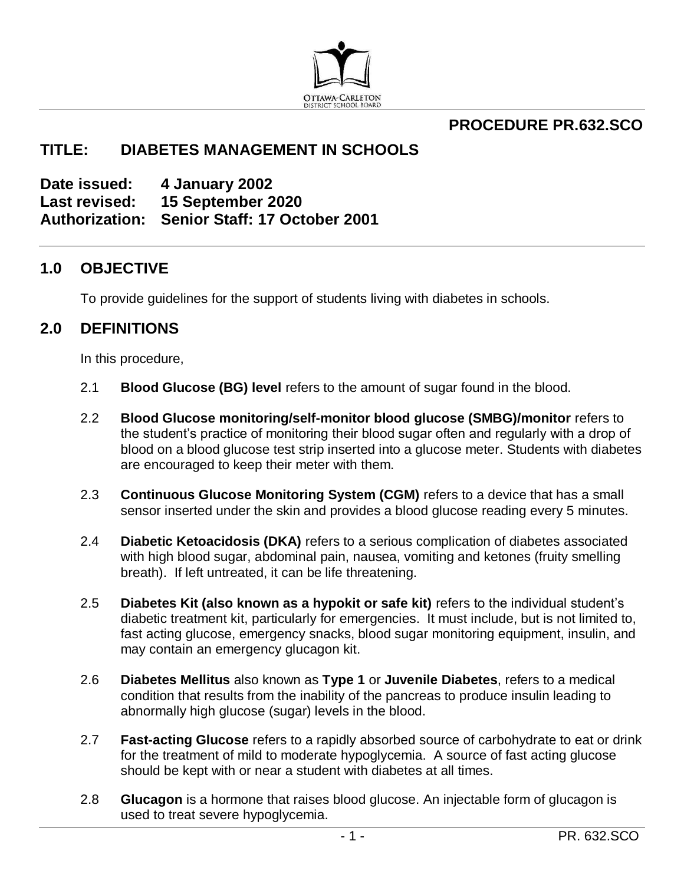OTTAWA-CARLETON DISTRICT SCHOOL BOARD

**PROCEDURE PR.632.SCO**

# TITLE: DIABETES MANAGEMENT IN SCHOOLS

**Date issued:** 4 January 2002
**Last revised:** 15 September 2020
**Authorization:** Senior Staff: 17 October 2001

## 1.0 OBJECTIVE

To provide guidelines for the support of students living with diabetes in schools.

## 2.0 DEFINITIONS

In this procedure,

2.1 **Blood Glucose (BG) level** refers to the amount of sugar found in the blood.

2.2 **Blood Glucose monitoring/self-monitor blood glucose (SMBG)/monitor** refers to the student's practice of monitoring their blood sugar often and regularly with a drop of blood on a blood glucose test strip inserted into a glucose meter. Students with diabetes are encouraged to keep their meter with them.

2.3 **Continuous Glucose Monitoring System (CGM)** refers to a device that has a small sensor inserted under the skin and provides a blood glucose reading every 5 minutes.

2.4 **Diabetic Ketoacidosis (DKA)** refers to a serious complication of diabetes associated with high blood sugar, abdominal pain, nausea, vomiting and ketones (fruity smelling breath). If left untreated, it can be life threatening.

2.5 **Diabetes Kit (also known as a hypokit or safe kit)** refers to the individual student's diabetic treatment kit, particularly for emergencies. It must include, but is not limited to, fast acting glucose, emergency snacks, blood sugar monitoring equipment, insulin, and may contain an emergency glucagon kit.

2.6 **Diabetes Mellitus** also known as **Type 1** or **Juvenile Diabetes**, refers to a medical condition that results from the inability of the pancreas to produce insulin leading to abnormally high glucose (sugar) levels in the blood.

2.7 **Fast-acting Glucose** refers to a rapidly absorbed source of carbohydrate to eat or drink for the treatment of mild to moderate hypoglycemia. A source of fast acting glucose should be kept with or near a student with diabetes at all times.

2.8 **Glucagon** is a hormone that raises blood glucose. An injectable form of glucagon is used to treat severe hypoglycemia.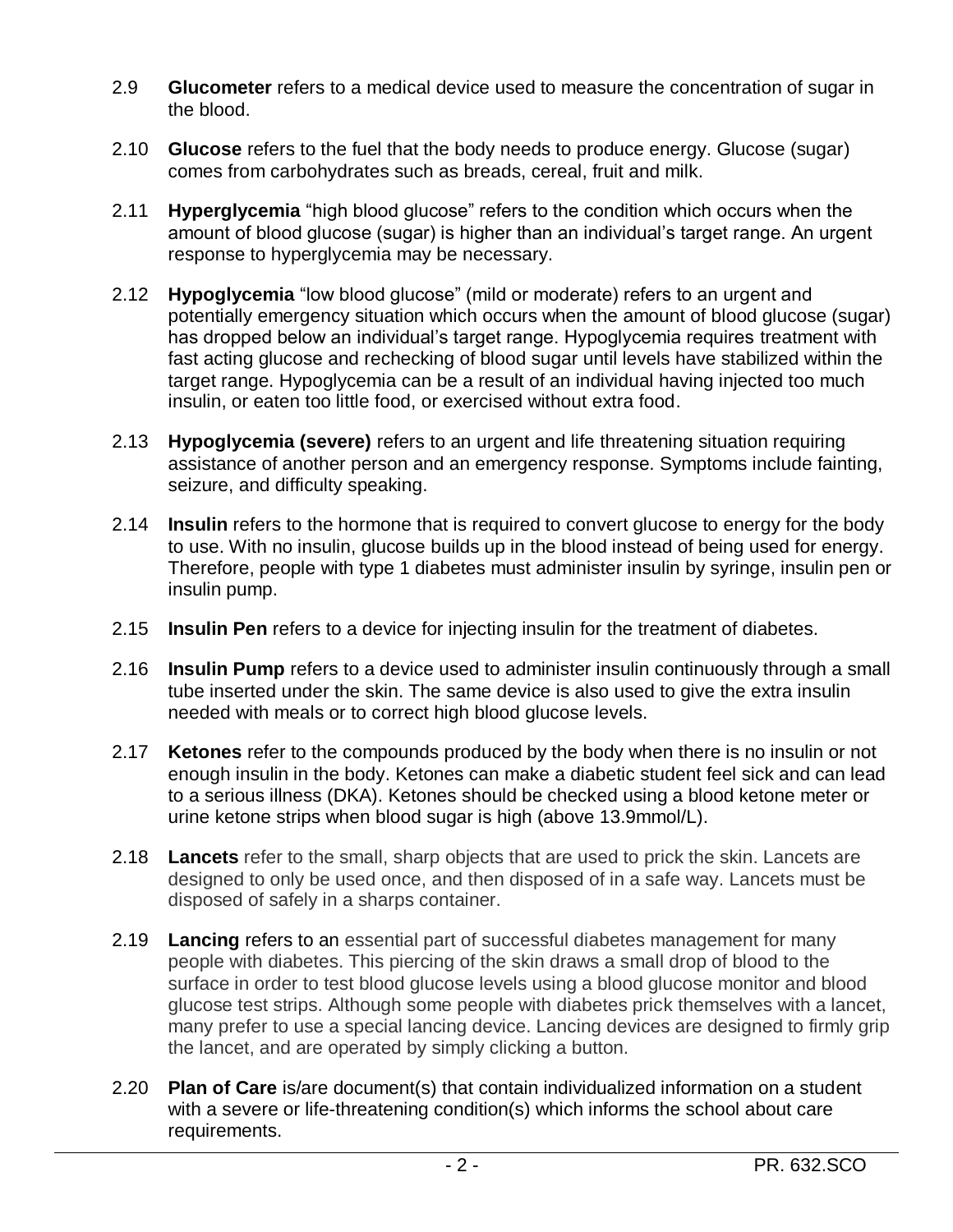2.9 **Glucometer** refers to a medical device used to measure the concentration of sugar in the blood.

2.10 **Glucose** refers to the fuel that the body needs to produce energy. Glucose (sugar) comes from carbohydrates such as breads, cereal, fruit and milk.

2.11 **Hyperglycemia** "high blood glucose" refers to the condition which occurs when the amount of blood glucose (sugar) is higher than an individual's target range. An urgent response to hyperglycemia may be necessary.

2.12 **Hypoglycemia** "low blood glucose" (mild or moderate) refers to an urgent and potentially emergency situation which occurs when the amount of blood glucose (sugar) has dropped below an individual's target range. Hypoglycemia requires treatment with fast acting glucose and rechecking of blood sugar until levels have stabilized within the target range. Hypoglycemia can be a result of an individual having injected too much insulin, or eaten too little food, or exercised without extra food.

2.13 **Hypoglycemia (severe)** refers to an urgent and life threatening situation requiring assistance of another person and an emergency response. Symptoms include fainting, seizure, and difficulty speaking.

2.14 **Insulin** refers to the hormone that is required to convert glucose to energy for the body to use. With no insulin, glucose builds up in the blood instead of being used for energy. Therefore, people with type 1 diabetes must administer insulin by syringe, insulin pen or insulin pump.

2.15 **Insulin Pen** refers to a device for injecting insulin for the treatment of diabetes.

2.16 **Insulin Pump** refers to a device used to administer insulin continuously through a small tube inserted under the skin. The same device is also used to give the extra insulin needed with meals or to correct high blood glucose levels.

2.17 **Ketones** refer to the compounds produced by the body when there is no insulin or not enough insulin in the body. Ketones can make a diabetic student feel sick and can lead to a serious illness (DKA). Ketones should be checked using a blood ketone meter or urine ketone strips when blood sugar is high (above 13.9mmol/L).

2.18 **Lancets** refer to the small, sharp objects that are used to prick the skin. Lancets are designed to only be used once, and then disposed of in a safe way. Lancets must be disposed of safely in a sharps container.

2.19 **Lancing** refers to an essential part of successful diabetes management for many people with diabetes. This piercing of the skin draws a small drop of blood to the surface in order to test blood glucose levels using a blood glucose monitor and blood glucose test strips. Although some people with diabetes prick themselves with a lancet, many prefer to use a special lancing device. Lancing devices are designed to firmly grip the lancet, and are operated by simply clicking a button.

2.20 **Plan of Care** is/are document(s) that contain individualized information on a student with a severe or life-threatening condition(s) which informs the school about care requirements.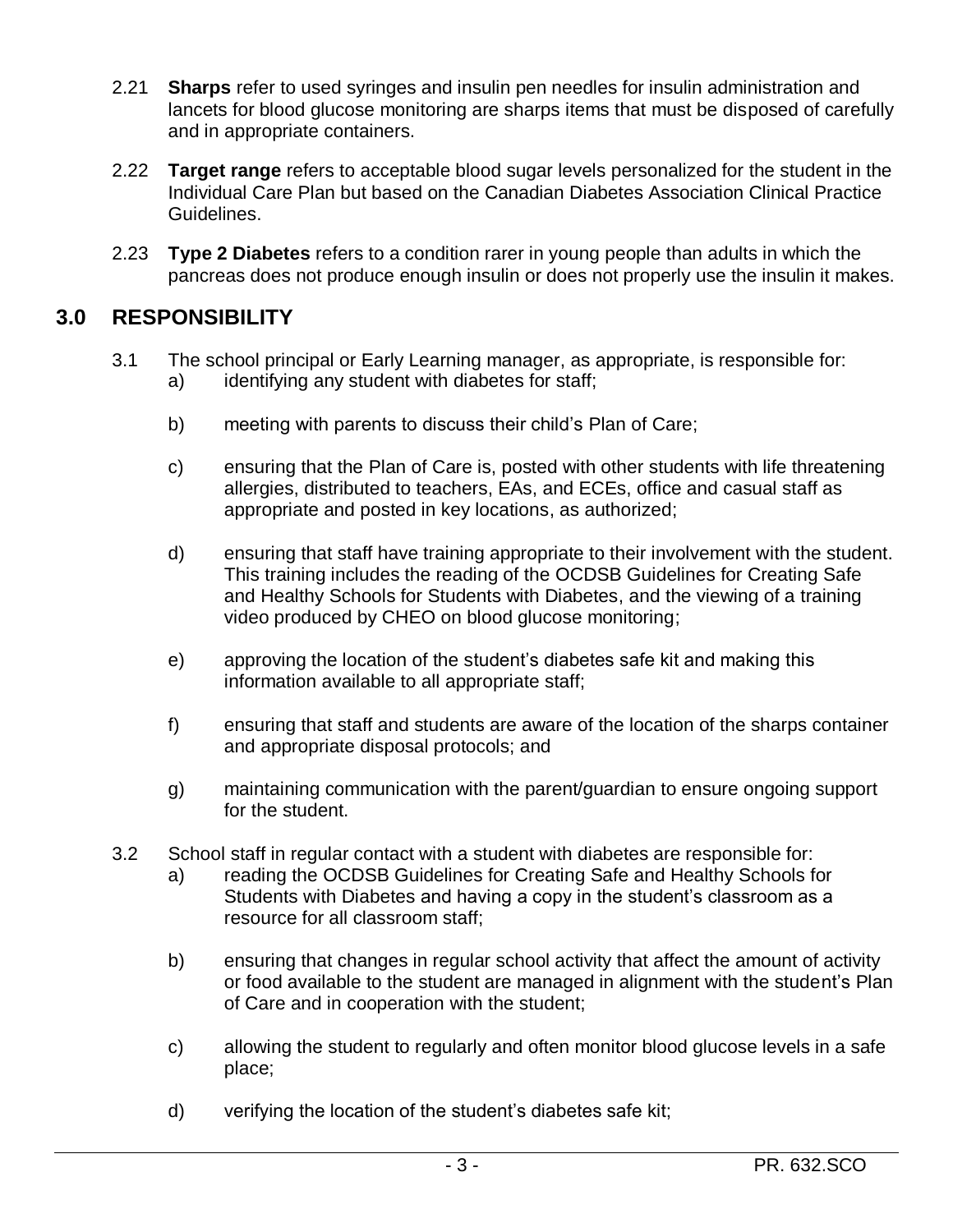2.21 **Sharps** refer to used syringes and insulin pen needles for insulin administration and lancets for blood glucose monitoring are sharps items that must be disposed of carefully and in appropriate containers.

2.22 **Target range** refers to acceptable blood sugar levels personalized for the student in the Individual Care Plan but based on the Canadian Diabetes Association Clinical Practice Guidelines.

2.23 **Type 2 Diabetes** refers to a condition rarer in young people than adults in which the pancreas does not produce enough insulin or does not properly use the insulin it makes.

## 3.0 RESPONSIBILITY

3.1 The school principal or Early Learning manager, as appropriate, is responsible for:

a) identifying any student with diabetes for staff;

b) meeting with parents to discuss their child's Plan of Care;

c) ensuring that the Plan of Care is, posted with other students with life threatening allergies, distributed to teachers, EAs, and ECEs, office and casual staff as appropriate and posted in key locations, as authorized;

d) ensuring that staff have training appropriate to their involvement with the student. This training includes the reading of the OCDSB Guidelines for Creating Safe and Healthy Schools for Students with Diabetes, and the viewing of a training video produced by CHEO on blood glucose monitoring;

e) approving the location of the student's diabetes safe kit and making this information available to all appropriate staff;

f) ensuring that staff and students are aware of the location of the sharps container and appropriate disposal protocols; and

g) maintaining communication with the parent/guardian to ensure ongoing support for the student.

3.2 School staff in regular contact with a student with diabetes are responsible for:

a) reading the OCDSB Guidelines for Creating Safe and Healthy Schools for Students with Diabetes and having a copy in the student's classroom as a resource for all classroom staff;

b) ensuring that changes in regular school activity that affect the amount of activity or food available to the student are managed in alignment with the student's Plan of Care and in cooperation with the student;

c) allowing the student to regularly and often monitor blood glucose levels in a safe place;

d) verifying the location of the student's diabetes safe kit;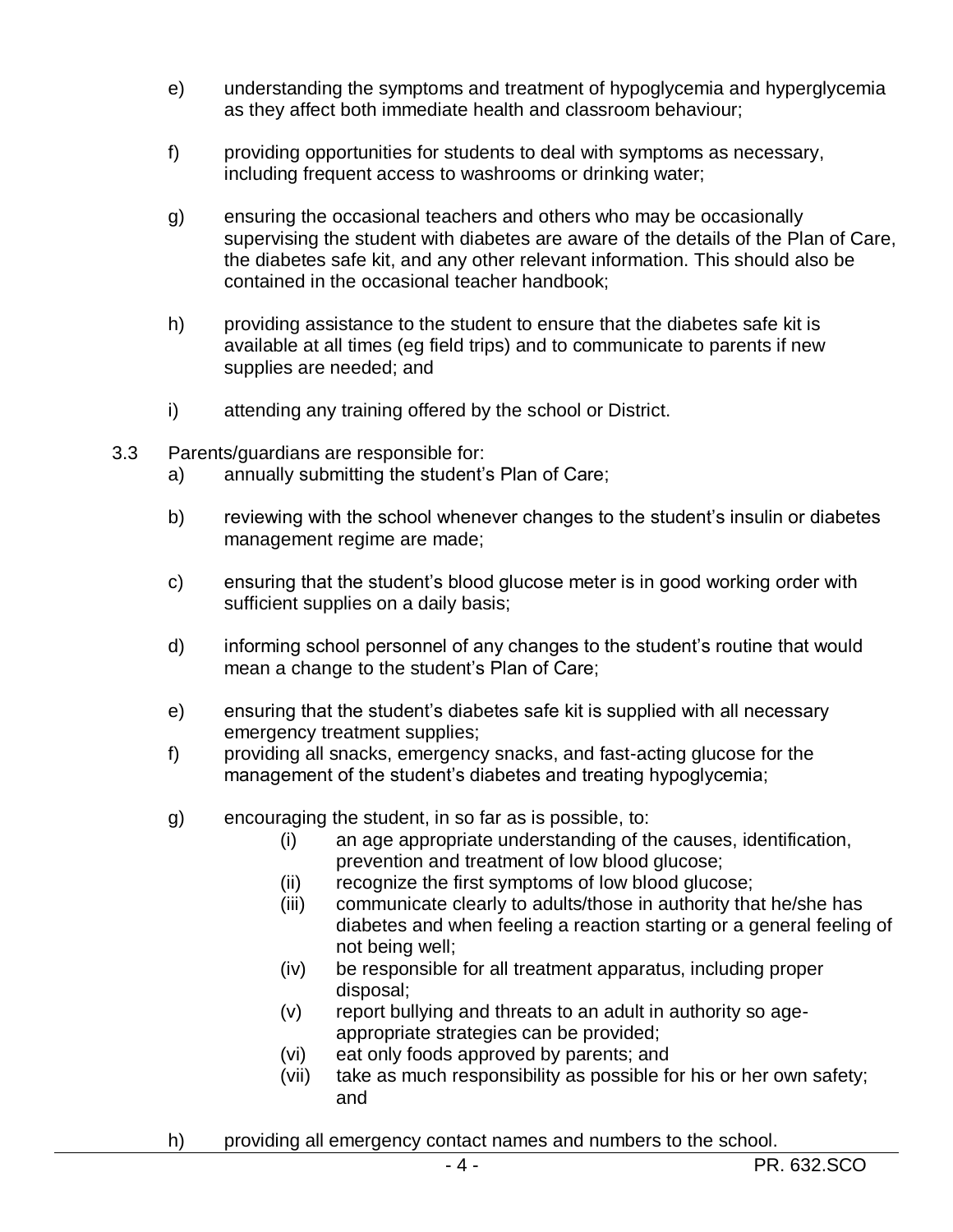e) understanding the symptoms and treatment of hypoglycemia and hyperglycemia as they affect both immediate health and classroom behaviour;

f) providing opportunities for students to deal with symptoms as necessary, including frequent access to washrooms or drinking water;

g) ensuring the occasional teachers and others who may be occasionally supervising the student with diabetes are aware of the details of the Plan of Care, the diabetes safe kit, and any other relevant information. This should also be contained in the occasional teacher handbook;

h) providing assistance to the student to ensure that the diabetes safe kit is available at all times (eg field trips) and to communicate to parents if new supplies are needed; and

i) attending any training offered by the school or District.

3.3 Parents/guardians are responsible for:

a) annually submitting the student's Plan of Care;

b) reviewing with the school whenever changes to the student's insulin or diabetes management regime are made;

c) ensuring that the student's blood glucose meter is in good working order with sufficient supplies on a daily basis;

d) informing school personnel of any changes to the student's routine that would mean a change to the student's Plan of Care;

e) ensuring that the student's diabetes safe kit is supplied with all necessary emergency treatment supplies;

f) providing all snacks, emergency snacks, and fast-acting glucose for the management of the student's diabetes and treating hypoglycemia;

g) encouraging the student, in so far as is possible, to:
   - (i) an age appropriate understanding of the causes, identification, prevention and treatment of low blood glucose;
   - (ii) recognize the first symptoms of low blood glucose;
   - (iii) communicate clearly to adults/those in authority that he/she has diabetes and when feeling a reaction starting or a general feeling of not being well;
   - (iv) be responsible for all treatment apparatus, including proper disposal;
   - (v) report bullying and threats to an adult in authority so age-appropriate strategies can be provided;
   - (vi) eat only foods approved by parents; and
   - (vii) take as much responsibility as possible for his or her own safety; and

h) providing all emergency contact names and numbers to the school.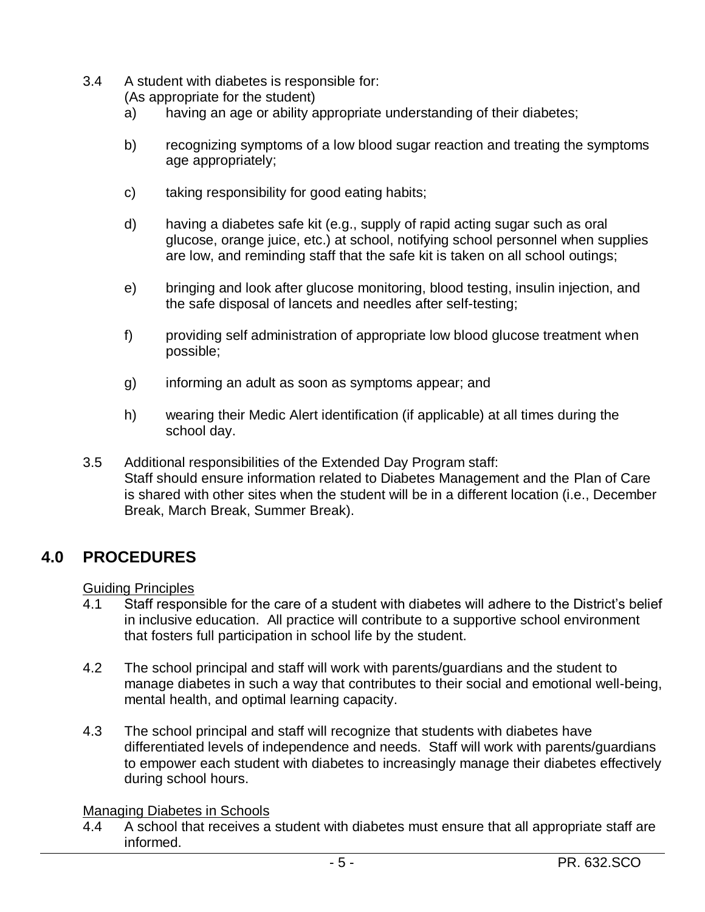3.4 A student with diabetes is responsible for:
(As appropriate for the student)

a) having an age or ability appropriate understanding of their diabetes;

b) recognizing symptoms of a low blood sugar reaction and treating the symptoms age appropriately;

c) taking responsibility for good eating habits;

d) having a diabetes safe kit (e.g., supply of rapid acting sugar such as oral glucose, orange juice, etc.) at school, notifying school personnel when supplies are low, and reminding staff that the safe kit is taken on all school outings;

e) bringing and look after glucose monitoring, blood testing, insulin injection, and the safe disposal of lancets and needles after self-testing;

f) providing self administration of appropriate low blood glucose treatment when possible;

g) informing an adult as soon as symptoms appear; and

h) wearing their Medic Alert identification (if applicable) at all times during the school day.

3.5 Additional responsibilities of the Extended Day Program staff:
Staff should ensure information related to Diabetes Management and the Plan of Care is shared with other sites when the student will be in a different location (i.e., December Break, March Break, Summer Break).

## 4.0 PROCEDURES

Guiding Principles

4.1 Staff responsible for the care of a student with diabetes will adhere to the District's belief in inclusive education. All practice will contribute to a supportive school environment that fosters full participation in school life by the student.

4.2 The school principal and staff will work with parents/guardians and the student to manage diabetes in such a way that contributes to their social and emotional well-being, mental health, and optimal learning capacity.

4.3 The school principal and staff will recognize that students with diabetes have differentiated levels of independence and needs. Staff will work with parents/guardians to empower each student with diabetes to increasingly manage their diabetes effectively during school hours.

Managing Diabetes in Schools

4.4 A school that receives a student with diabetes must ensure that all appropriate staff are informed.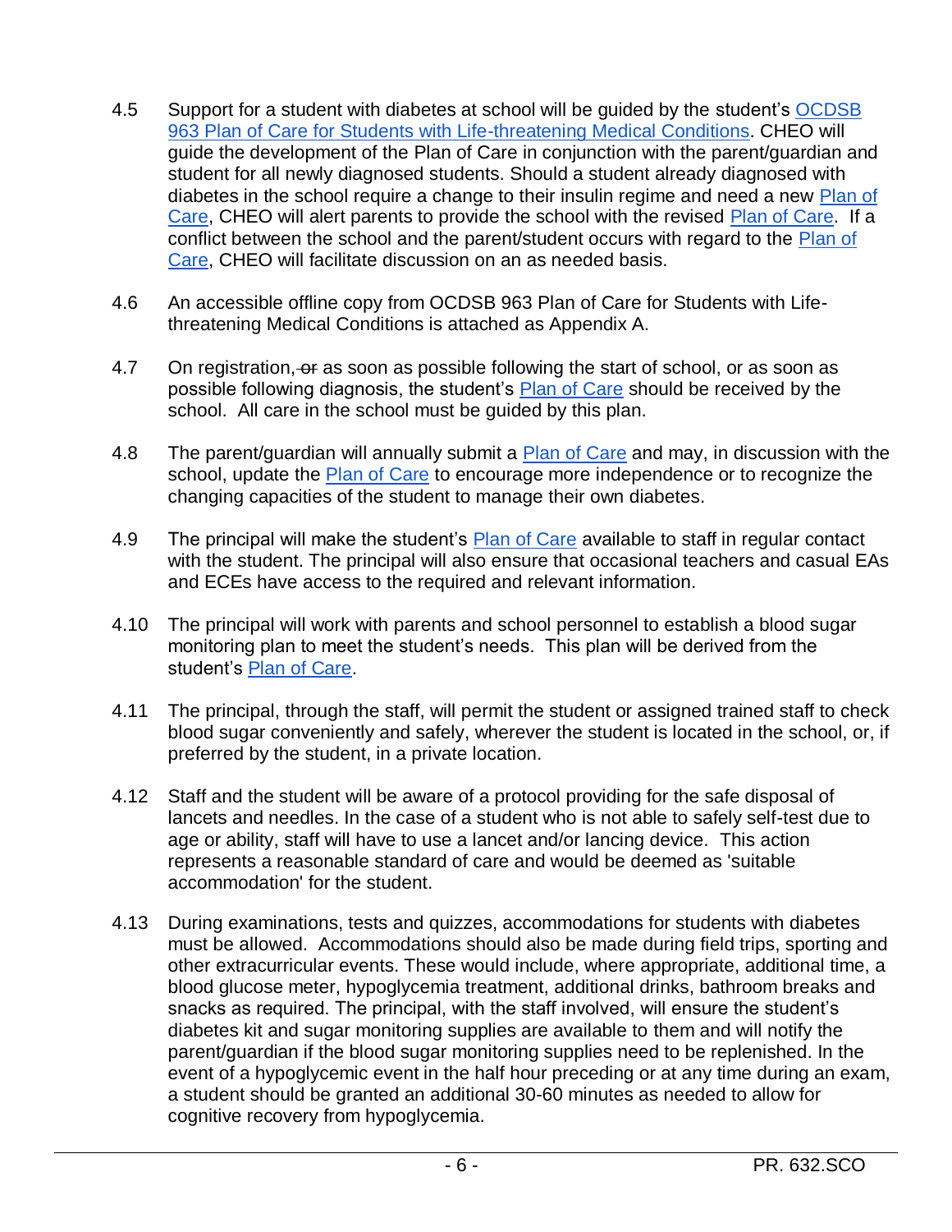4.5 Support for a student with diabetes at school will be guided by the student's OCDSB 963 Plan of Care for Students with Life-threatening Medical Conditions. CHEO will guide the development of the Plan of Care in conjunction with the parent/guardian and student for all newly diagnosed students. Should a student already diagnosed with diabetes in the school require a change to their insulin regime and need a new Plan of Care, CHEO will alert parents to provide the school with the revised Plan of Care. If a conflict between the school and the parent/student occurs with regard to the Plan of Care, CHEO will facilitate discussion on an as needed basis.

4.6 An accessible offline copy from OCDSB 963 Plan of Care for Students with Life-threatening Medical Conditions is attached as Appendix A.

4.7 On registration, ~~or~~ as soon as possible following the start of school, or as soon as possible following diagnosis, the student's Plan of Care should be received by the school. All care in the school must be guided by this plan.

4.8 The parent/guardian will annually submit a Plan of Care and may, in discussion with the school, update the Plan of Care to encourage more independence or to recognize the changing capacities of the student to manage their own diabetes.

4.9 The principal will make the student's Plan of Care available to staff in regular contact with the student. The principal will also ensure that occasional teachers and casual EAs and ECEs have access to the required and relevant information.

4.10 The principal will work with parents and school personnel to establish a blood sugar monitoring plan to meet the student's needs. This plan will be derived from the student's Plan of Care.

4.11 The principal, through the staff, will permit the student or assigned trained staff to check blood sugar conveniently and safely, wherever the student is located in the school, or, if preferred by the student, in a private location.

4.12 Staff and the student will be aware of a protocol providing for the safe disposal of lancets and needles. In the case of a student who is not able to safely self-test due to age or ability, staff will have to use a lancet and/or lancing device. This action represents a reasonable standard of care and would be deemed as 'suitable accommodation' for the student.

4.13 During examinations, tests and quizzes, accommodations for students with diabetes must be allowed. Accommodations should also be made during field trips, sporting and other extracurricular events. These would include, where appropriate, additional time, a blood glucose meter, hypoglycemia treatment, additional drinks, bathroom breaks and snacks as required. The principal, with the staff involved, will ensure the student's diabetes kit and sugar monitoring supplies are available to them and will notify the parent/guardian if the blood sugar monitoring supplies need to be replenished. In the event of a hypoglycemic event in the half hour preceding or at any time during an exam, a student should be granted an additional 30-60 minutes as needed to allow for cognitive recovery from hypoglycemia.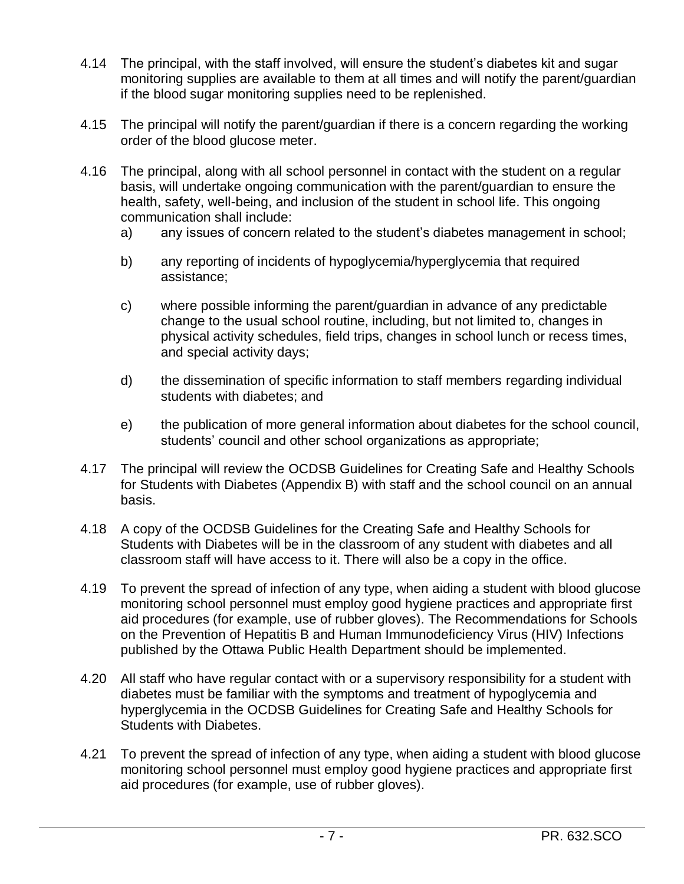4.14 The principal, with the staff involved, will ensure the student's diabetes kit and sugar monitoring supplies are available to them at all times and will notify the parent/guardian if the blood sugar monitoring supplies need to be replenished.

4.15 The principal will notify the parent/guardian if there is a concern regarding the working order of the blood glucose meter.

4.16 The principal, along with all school personnel in contact with the student on a regular basis, will undertake ongoing communication with the parent/guardian to ensure the health, safety, well-being, and inclusion of the student in school life. This ongoing communication shall include:

  a) any issues of concern related to the student's diabetes management in school;

  b) any reporting of incidents of hypoglycemia/hyperglycemia that required assistance;

  c) where possible informing the parent/guardian in advance of any predictable change to the usual school routine, including, but not limited to, changes in physical activity schedules, field trips, changes in school lunch or recess times, and special activity days;

  d) the dissemination of specific information to staff members regarding individual students with diabetes; and

  e) the publication of more general information about diabetes for the school council, students' council and other school organizations as appropriate;

4.17 The principal will review the OCDSB Guidelines for Creating Safe and Healthy Schools for Students with Diabetes (Appendix B) with staff and the school council on an annual basis.

4.18 A copy of the OCDSB Guidelines for the Creating Safe and Healthy Schools for Students with Diabetes will be in the classroom of any student with diabetes and all classroom staff will have access to it. There will also be a copy in the office.

4.19 To prevent the spread of infection of any type, when aiding a student with blood glucose monitoring school personnel must employ good hygiene practices and appropriate first aid procedures (for example, use of rubber gloves). The Recommendations for Schools on the Prevention of Hepatitis B and Human Immunodeficiency Virus (HIV) Infections published by the Ottawa Public Health Department should be implemented.

4.20 All staff who have regular contact with or a supervisory responsibility for a student with diabetes must be familiar with the symptoms and treatment of hypoglycemia and hyperglycemia in the OCDSB Guidelines for Creating Safe and Healthy Schools for Students with Diabetes.

4.21 To prevent the spread of infection of any type, when aiding a student with blood glucose monitoring school personnel must employ good hygiene practices and appropriate first aid procedures (for example, use of rubber gloves).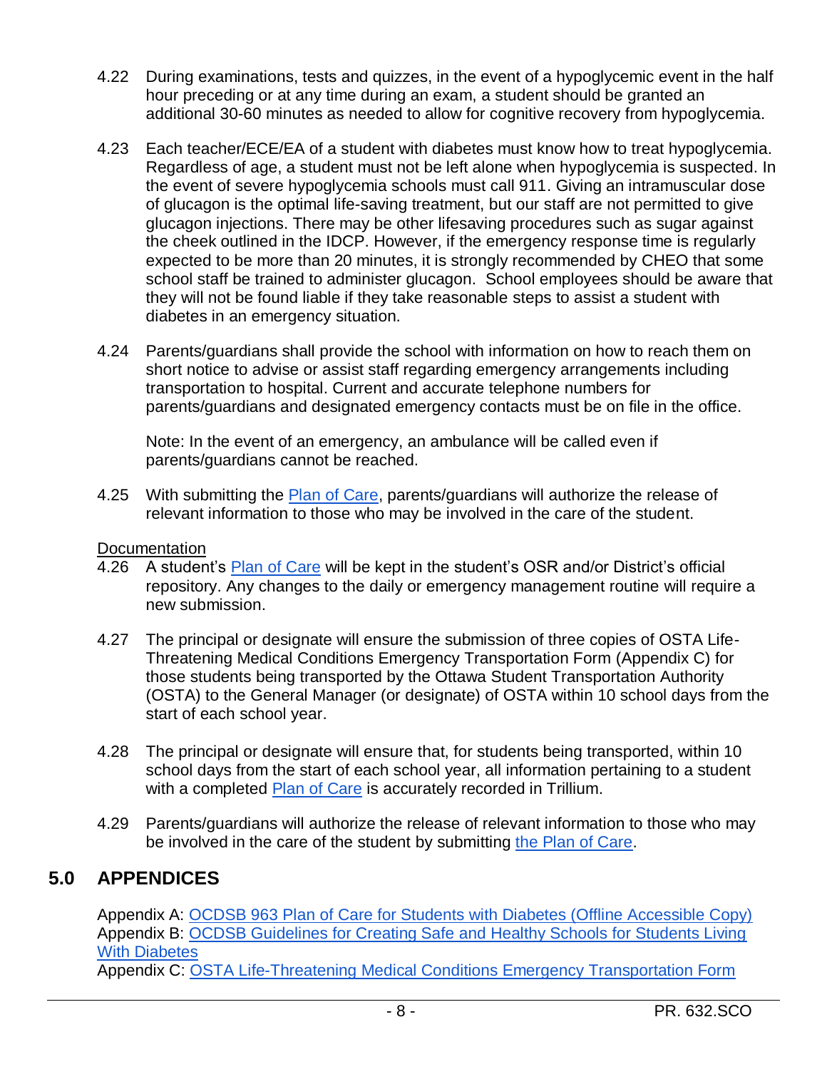4.22 During examinations, tests and quizzes, in the event of a hypoglycemic event in the half hour preceding or at any time during an exam, a student should be granted an additional 30-60 minutes as needed to allow for cognitive recovery from hypoglycemia.

4.23 Each teacher/ECE/EA of a student with diabetes must know how to treat hypoglycemia. Regardless of age, a student must not be left alone when hypoglycemia is suspected. In the event of severe hypoglycemia schools must call 911. Giving an intramuscular dose of glucagon is the optimal life-saving treatment, but our staff are not permitted to give glucagon injections. There may be other lifesaving procedures such as sugar against the cheek outlined in the IDCP. However, if the emergency response time is regularly expected to be more than 20 minutes, it is strongly recommended by CHEO that some school staff be trained to administer glucagon. School employees should be aware that they will not be found liable if they take reasonable steps to assist a student with diabetes in an emergency situation.

4.24 Parents/guardians shall provide the school with information on how to reach them on short notice to advise or assist staff regarding emergency arrangements including transportation to hospital. Current and accurate telephone numbers for parents/guardians and designated emergency contacts must be on file in the office.

Note: In the event of an emergency, an ambulance will be called even if parents/guardians cannot be reached.

4.25 With submitting the Plan of Care, parents/guardians will authorize the release of relevant information to those who may be involved in the care of the student.

Documentation

4.26 A student's Plan of Care will be kept in the student's OSR and/or District's official repository. Any changes to the daily or emergency management routine will require a new submission.

4.27 The principal or designate will ensure the submission of three copies of OSTA Life-Threatening Medical Conditions Emergency Transportation Form (Appendix C) for those students being transported by the Ottawa Student Transportation Authority (OSTA) to the General Manager (or designate) of OSTA within 10 school days from the start of each school year.

4.28 The principal or designate will ensure that, for students being transported, within 10 school days from the start of each school year, all information pertaining to a student with a completed Plan of Care is accurately recorded in Trillium.

4.29 Parents/guardians will authorize the release of relevant information to those who may be involved in the care of the student by submitting the Plan of Care.

## 5.0 APPENDICES

Appendix A: OCDSB 963 Plan of Care for Students with Diabetes (Offline Accessible Copy)
Appendix B: OCDSB Guidelines for Creating Safe and Healthy Schools for Students Living With Diabetes
Appendix C: OSTA Life-Threatening Medical Conditions Emergency Transportation Form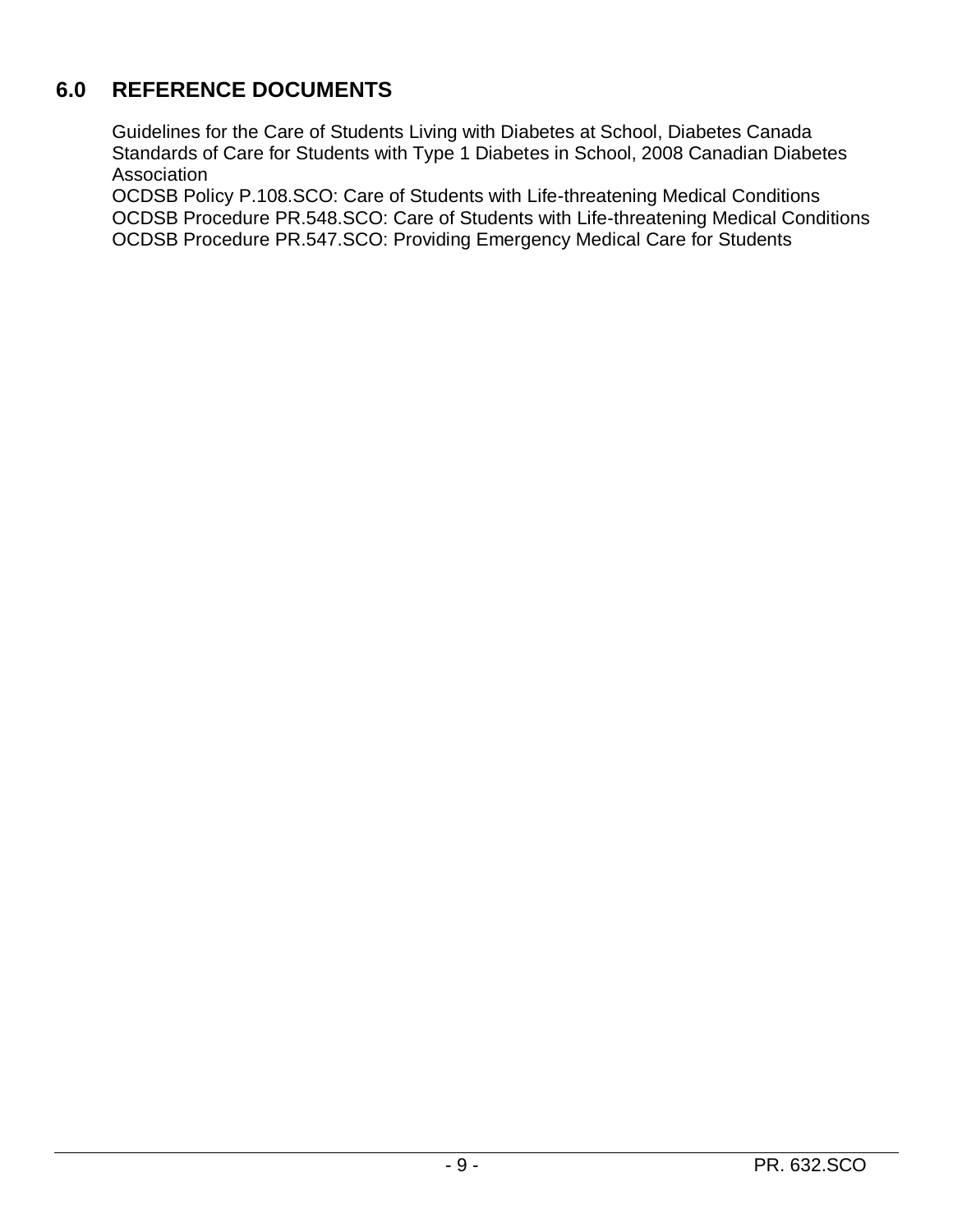## 6.0 REFERENCE DOCUMENTS

Guidelines for the Care of Students Living with Diabetes at School, Diabetes Canada
Standards of Care for Students with Type 1 Diabetes in School, 2008 Canadian Diabetes Association
OCDSB Policy P.108.SCO: Care of Students with Life-threatening Medical Conditions
OCDSB Procedure PR.548.SCO: Care of Students with Life-threatening Medical Conditions
OCDSB Procedure PR.547.SCO: Providing Emergency Medical Care for Students